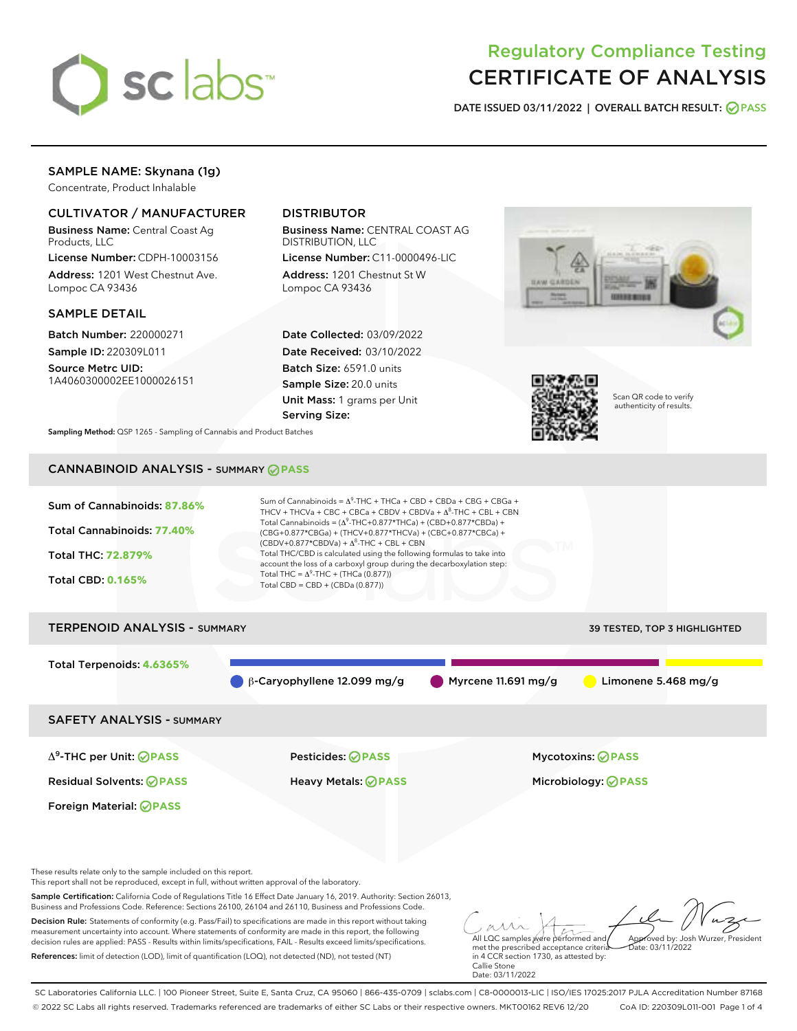# Regulatory Compliance Testing
# CERTIFICATE OF ANALYSIS

**DATE ISSUED** 03/11/2022 | **OVERALL BATCH RESULT:** PASS

## SAMPLE NAME: Skynana (1g)

Concentrate, Product Inhalable

### CULTIVATOR / MANUFACTURER

**Business Name:** Central Coast Ag Products, LLC

**License Number:** CDPH-10003156

**Address:** 1201 West Chestnut Ave. Lompoc CA 93436

### DISTRIBUTOR

**Business Name:** CENTRAL COAST AG DISTRIBUTION, LLC

**License Number:** C11-0000496-LIC

**Address:** 1201 Chestnut St W Lompoc CA 93436

### SAMPLE DETAIL

**Batch Number:** 220000271

**Sample ID:** 220309L011

**Source Metrc UID:** 1A4060300002EE1000026151

**Date Collected:** 03/09/2022

**Date Received:** 03/10/2022

**Batch Size:** 6591.0 units

**Sample Size:** 20.0 units

**Unit Mass:** 1 grams per Unit

**Serving Size:**

Scan QR code to verify authenticity of results.

**Sampling Method:** QSP 1265 - Sampling of Cannabis and Product Batches

## CANNABINOID ANALYSIS - SUMMARY PASS

**Sum of Cannabinoids:** 87.86%

**Total Cannabinoids:** 77.40%

**Total THC:** 72.879%

**Total CBD:** 0.165%

Sum of Cannabinoids = $\Delta^9$-THC + THCa + CBD + CBDa + CBG + CBGa + THCV + THCVa + CBC + CBCa + CBDV + CBDVa + $\Delta^8$-THC + CBL + CBN

Total Cannabinoids = ($\Delta^9$-THC+0.877*THCa) + (CBD+0.877*CBDa) + (CBG+0.877*CBGa) + (THCV+0.877*THCVa) + (CBC+0.877*CBCa) + (CBDV+0.877*CBDVa) + $\Delta^8$-THC + CBL + CBN

Total THC/CBD is calculated using the following formulas to take into account the loss of a carboxyl group during the decarboxylation step:

Total THC = $\Delta^9$-THC + (THCa (0.877))

Total CBD = CBD + (CBDa (0.877))

## TERPENOID ANALYSIS - SUMMARY

39 TESTED, TOP 3 HIGHLIGHTED

**Total Terpenoids:** 4.6365%

β-Caryophyllene 12.099 mg/g | Myrcene 11.691 mg/g | Limonene 5.468 mg/g

## SAFETY ANALYSIS - SUMMARY

| | | |
|---|---|---|
| $\Delta^9$-THC per Unit: PASS | Pesticides: PASS | Mycotoxins: PASS |
| Residual Solvents: PASS | Heavy Metals: PASS | Microbiology: PASS |
| Foreign Material: PASS | | |

These results relate only to the sample included on this report.
This report shall not be reproduced, except in full, without written approval of the laboratory.

**Sample Certification:** California Code of Regulations Title 16 Effect Date January 16, 2019. Authority: Section 26013, Business and Professions Code. Reference: Sections 26100, 26104 and 26110, Business and Professions Code.

**Decision Rule:** Statements of conformity (e.g. Pass/Fail) to specifications are made in this report without taking measurement uncertainty into account. Where statements of conformity are made in this report, the following decision rules are applied: PASS - Results within limits/specifications, FAIL - Results exceed limits/specifications.

**References:** limit of detection (LOD), limit of quantification (LOQ), not detected (ND), not tested (NT)

All LQC samples were performed and met the prescribed acceptance criteria in 4 CCR section 1730, as attested by: Callie Stone Date: 03/11/2022

Approved by: Josh Wurzer, President Date: 03/11/2022

SC Laboratories California LLC. | 100 Pioneer Street, Suite E, Santa Cruz, CA 95060 | 866-435-0709 | sclabs.com | C8-0000013-LIC | ISO/IES 17025:2017 PJLA Accreditation Number 87168
© 2022 SC Labs all rights reserved. Trademarks referenced are trademarks of either SC Labs or their respective owners. MKT00162 REV6 12/20 CoA ID: 220309L011-001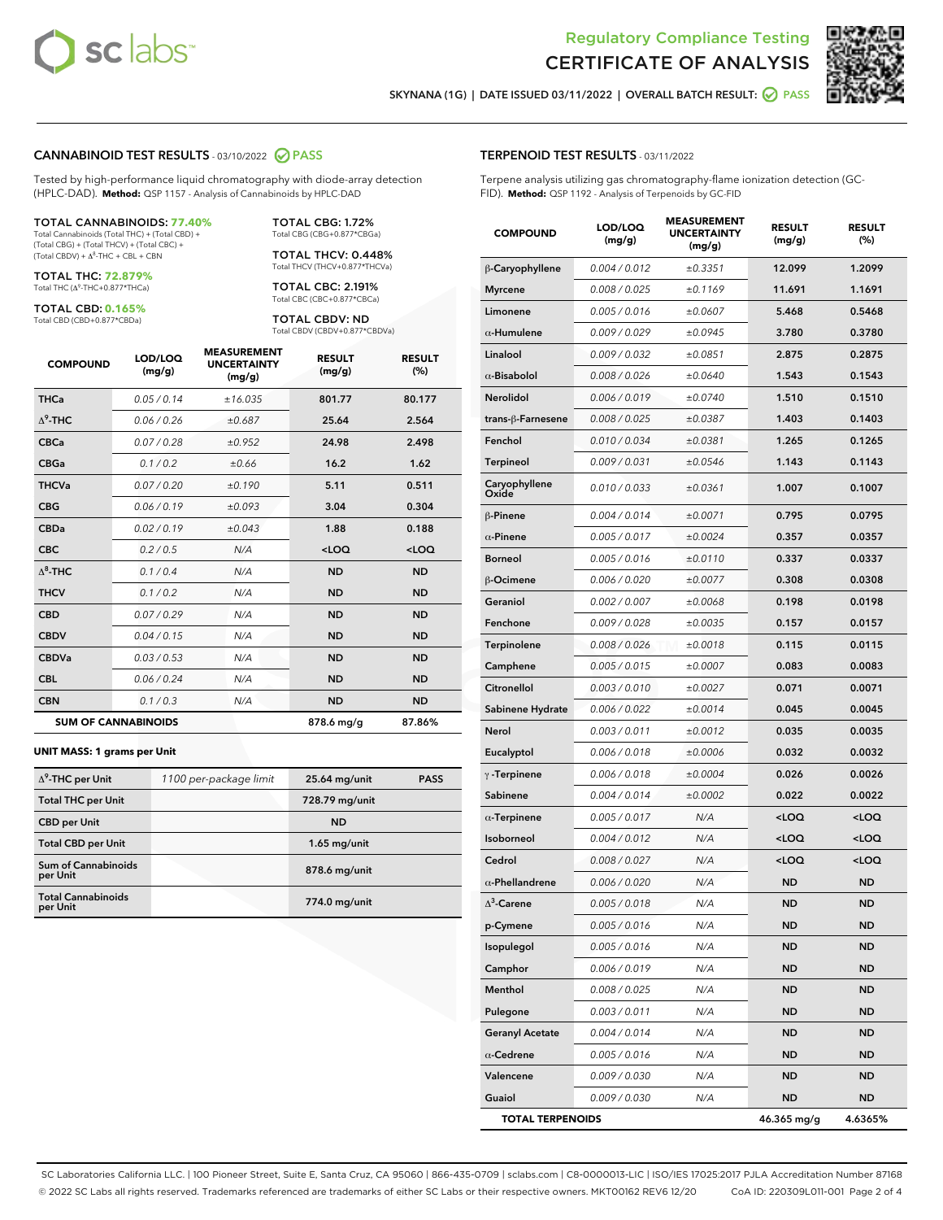Regulatory Compliance Testing

# CERTIFICATE OF ANALYSIS

SKYNANA (1G) | DATE ISSUED 03/11/2022 | OVERALL BATCH RESULT: PASS

## CANNABINOID TEST RESULTS - 03/10/2022 PASS

Tested by high-performance liquid chromatography with diode-array detection (HPLC-DAD). **Method:** QSP 1157 - Analysis of Cannabinoids by HPLC-DAD

**TOTAL CANNABINOIDS: 77.40%**
Total Cannabinoids (Total THC) + (Total CBD) + (Total CBG) + (Total THCV) + (Total CBC) + (Total CBDV) + $\Delta^8$-THC + CBL + CBN

**TOTAL THC: 72.879%**
Total THC ($\Delta^9$-THC+0.877*THCa)

**TOTAL CBD: 0.165%**
Total CBD (CBD+0.877*CBDa)

**TOTAL CBG: 1.72%**
Total CBG (CBG+0.877*CBGa)

**TOTAL THCV: 0.448%**
Total THCV (THCV+0.877*THCVa)

**TOTAL CBC: 2.191%**
Total CBC (CBC+0.877*CBCa)

**TOTAL CBDV: ND**
Total CBDV (CBDV+0.877*CBDVa)

| COMPOUND | LOD/LOQ (mg/g) | MEASUREMENT UNCERTAINTY (mg/g) | RESULT (mg/g) | RESULT (%) |
|---|---|---|---|---|
| THCa | 0.05 / 0.14 | ±16.035 | 801.77 | 80.177 |
| $\Delta^9$-THC | 0.06 / 0.26 | ±0.687 | 25.64 | 2.564 |
| CBCa | 0.07 / 0.28 | ±0.952 | 24.98 | 2.498 |
| CBGa | 0.1 / 0.2 | ±0.66 | 16.2 | 1.62 |
| THCVa | 0.07 / 0.20 | ±0.190 | 5.11 | 0.511 |
| CBG | 0.06 / 0.19 | ±0.093 | 3.04 | 0.304 |
| CBDa | 0.02 / 0.19 | ±0.043 | 1.88 | 0.188 |
| CBC | 0.2 / 0.5 | N/A | <LOQ | <LOQ |
| $\Delta^8$-THC | 0.1 / 0.4 | N/A | ND | ND |
| THCV | 0.1 / 0.2 | N/A | ND | ND |
| CBD | 0.07 / 0.29 | N/A | ND | ND |
| CBDV | 0.04 / 0.15 | N/A | ND | ND |
| CBDVa | 0.03 / 0.53 | N/A | ND | ND |
| CBL | 0.06 / 0.24 | N/A | ND | ND |
| CBN | 0.1 / 0.3 | N/A | ND | ND |
| **SUM OF CANNABINOIDS** | | | 878.6 mg/g | 87.86% |

**UNIT MASS: 1 grams per Unit**

| | | | |
|---|---|---|---|
| $\Delta^9$-THC per Unit | 1100 per-package limit | 25.64 mg/unit | PASS |
| Total THC per Unit | | 728.79 mg/unit | |
| CBD per Unit | | ND | |
| Total CBD per Unit | | 1.65 mg/unit | |
| Sum of Cannabinoids per Unit | | 878.6 mg/unit | |
| Total Cannabinoids per Unit | | 774.0 mg/unit | |

## TERPENOID TEST RESULTS - 03/11/2022

Terpene analysis utilizing gas chromatography-flame ionization detection (GC-FID). **Method:** QSP 1192 - Analysis of Terpenoids by GC-FID

| COMPOUND | LOD/LOQ (mg/g) | MEASUREMENT UNCERTAINTY (mg/g) | RESULT (mg/g) | RESULT (%) |
|---|---|---|---|---|
| β-Caryophyllene | 0.004 / 0.012 | ±0.3351 | 12.099 | 1.2099 |
| Myrcene | 0.008 / 0.025 | ±0.1169 | 11.691 | 1.1691 |
| Limonene | 0.005 / 0.016 | ±0.0607 | 5.468 | 0.5468 |
| α-Humulene | 0.009 / 0.029 | ±0.0945 | 3.780 | 0.3780 |
| Linalool | 0.009 / 0.032 | ±0.0851 | 2.875 | 0.2875 |
| α-Bisabolol | 0.008 / 0.026 | ±0.0640 | 1.543 | 0.1543 |
| Nerolidol | 0.006 / 0.019 | ±0.0740 | 1.510 | 0.1510 |
| trans-β-Farnesene | 0.008 / 0.025 | ±0.0387 | 1.403 | 0.1403 |
| Fenchol | 0.010 / 0.034 | ±0.0381 | 1.265 | 0.1265 |
| Terpineol | 0.009 / 0.031 | ±0.0546 | 1.143 | 0.1143 |
| Caryophyllene Oxide | 0.010 / 0.033 | ±0.0361 | 1.007 | 0.1007 |
| β-Pinene | 0.004 / 0.014 | ±0.0071 | 0.795 | 0.0795 |
| α-Pinene | 0.005 / 0.017 | ±0.0024 | 0.357 | 0.0357 |
| Borneol | 0.005 / 0.016 | ±0.0110 | 0.337 | 0.0337 |
| β-Ocimene | 0.006 / 0.020 | ±0.0077 | 0.308 | 0.0308 |
| Geraniol | 0.002 / 0.007 | ±0.0068 | 0.198 | 0.0198 |
| Fenchone | 0.009 / 0.028 | ±0.0035 | 0.157 | 0.0157 |
| Terpinolene | 0.008 / 0.026 | ±0.0018 | 0.115 | 0.0115 |
| Camphene | 0.005 / 0.015 | ±0.0007 | 0.083 | 0.0083 |
| Citronellol | 0.003 / 0.010 | ±0.0027 | 0.071 | 0.0071 |
| Sabinene Hydrate | 0.006 / 0.022 | ±0.0014 | 0.045 | 0.0045 |
| Nerol | 0.003 / 0.011 | ±0.0012 | 0.035 | 0.0035 |
| Eucalyptol | 0.006 / 0.018 | ±0.0006 | 0.032 | 0.0032 |
| γ-Terpinene | 0.006 / 0.018 | ±0.0004 | 0.026 | 0.0026 |
| Sabinene | 0.004 / 0.014 | ±0.0002 | 0.022 | 0.0022 |
| α-Terpinene | 0.005 / 0.017 | N/A | <LOQ | <LOQ |
| Isoborneol | 0.004 / 0.012 | N/A | <LOQ | <LOQ |
| Cedrol | 0.008 / 0.027 | N/A | <LOQ | <LOQ |
| α-Phellandrene | 0.006 / 0.020 | N/A | ND | ND |
| $\Delta^3$-Carene | 0.005 / 0.018 | N/A | ND | ND |
| p-Cymene | 0.005 / 0.016 | N/A | ND | ND |
| Isopulegol | 0.005 / 0.016 | N/A | ND | ND |
| Camphor | 0.006 / 0.019 | N/A | ND | ND |
| Menthol | 0.008 / 0.025 | N/A | ND | ND |
| Pulegone | 0.003 / 0.011 | N/A | ND | ND |
| Geranyl Acetate | 0.004 / 0.014 | N/A | ND | ND |
| α-Cedrene | 0.005 / 0.016 | N/A | ND | ND |
| Valencene | 0.009 / 0.030 | N/A | ND | ND |
| Guaiol | 0.009 / 0.030 | N/A | ND | ND |
| **TOTAL TERPENOIDS** | | | 46.365 mg/g | 4.6365% |

SC Laboratories California LLC. | 100 Pioneer Street, Suite E, Santa Cruz, CA 95060 | 866-435-0709 | sclabs.com | C8-0000013-LIC | ISO/IES 17025:2017 PJLA Accreditation Number 87168
© 2022 SC Labs all rights reserved. Trademarks referenced are trademarks of either SC Labs or their respective owners. MKT00162 REV6 12/20 CoA ID: 220309L011-001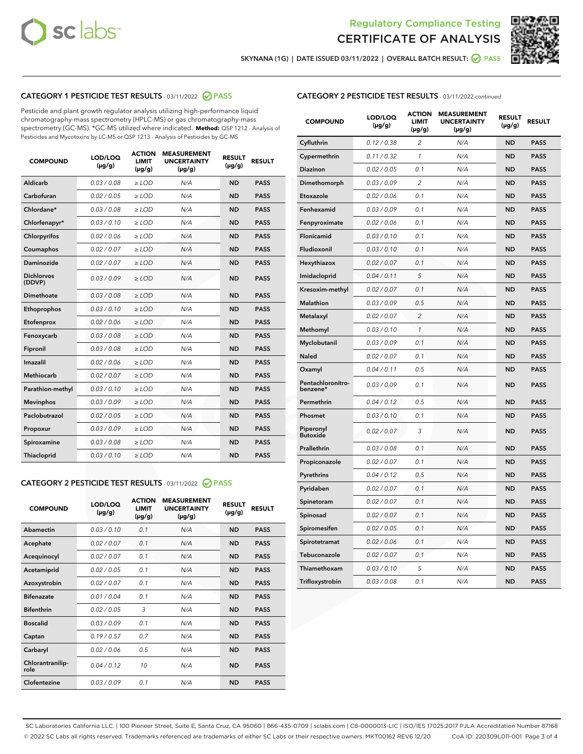Regulatory Compliance Testing

# CERTIFICATE OF ANALYSIS

SKYNANA (1G) | DATE ISSUED 03/11/2022 | OVERALL BATCH RESULT: PASS

## CATEGORY 1 PESTICIDE TEST RESULTS - 03/11/2022 PASS

Pesticide and plant growth regulator analysis utilizing high-performance liquid chromatography-mass spectrometry (HPLC-MS) or gas chromatography-mass spectrometry (GC-MS). *GC-MS utilized where indicated. **Method:** QSP 1212 - Analysis of Pesticides and Mycotoxins by LC-MS or QSP 1213 - Analysis of Pesticides by GC-MS

| COMPOUND | LOD/LOQ (µg/g) | ACTION LIMIT (µg/g) | MEASUREMENT UNCERTAINTY (µg/g) | RESULT (µg/g) | RESULT |
|---|---|---|---|---|---|
| Aldicarb | 0.03 / 0.08 | ≥ LOD | N/A | ND | PASS |
| Carbofuran | 0.02 / 0.05 | ≥ LOD | N/A | ND | PASS |
| Chlordane* | 0.03 / 0.08 | ≥ LOD | N/A | ND | PASS |
| Chlorfenapyr* | 0.03 / 0.10 | ≥ LOD | N/A | ND | PASS |
| Chlorpyrifos | 0.02 / 0.06 | ≥ LOD | N/A | ND | PASS |
| Coumaphos | 0.02 / 0.07 | ≥ LOD | N/A | ND | PASS |
| Daminozide | 0.02 / 0.07 | ≥ LOD | N/A | ND | PASS |
| Dichlorvos (DDVP) | 0.03 / 0.09 | ≥ LOD | N/A | ND | PASS |
| Dimethoate | 0.03 / 0.08 | ≥ LOD | N/A | ND | PASS |
| Ethoprophos | 0.03 / 0.10 | ≥ LOD | N/A | ND | PASS |
| Etofenprox | 0.02 / 0.06 | ≥ LOD | N/A | ND | PASS |
| Fenoxycarb | 0.03 / 0.08 | ≥ LOD | N/A | ND | PASS |
| Fipronil | 0.03 / 0.08 | ≥ LOD | N/A | ND | PASS |
| Imazalil | 0.02 / 0.06 | ≥ LOD | N/A | ND | PASS |
| Methiocarb | 0.02 / 0.07 | ≥ LOD | N/A | ND | PASS |
| Parathion-methyl | 0.03 / 0.10 | ≥ LOD | N/A | ND | PASS |
| Mevinphos | 0.03 / 0.09 | ≥ LOD | N/A | ND | PASS |
| Paclobutrazol | 0.02 / 0.05 | ≥ LOD | N/A | ND | PASS |
| Propoxur | 0.03 / 0.09 | ≥ LOD | N/A | ND | PASS |
| Spiroxamine | 0.03 / 0.08 | ≥ LOD | N/A | ND | PASS |
| Thiacloprid | 0.03 / 0.10 | ≥ LOD | N/A | ND | PASS |

## CATEGORY 2 PESTICIDE TEST RESULTS - 03/11/2022 PASS

| COMPOUND | LOD/LOQ (µg/g) | ACTION LIMIT (µg/g) | MEASUREMENT UNCERTAINTY (µg/g) | RESULT (µg/g) | RESULT |
|---|---|---|---|---|---|
| Abamectin | 0.03 / 0.10 | 0.1 | N/A | ND | PASS |
| Acephate | 0.02 / 0.07 | 0.1 | N/A | ND | PASS |
| Acequinocyl | 0.02 / 0.07 | 0.1 | N/A | ND | PASS |
| Acetamiprid | 0.02 / 0.05 | 0.1 | N/A | ND | PASS |
| Azoxystrobin | 0.02 / 0.07 | 0.1 | N/A | ND | PASS |
| Bifenazate | 0.01 / 0.04 | 0.1 | N/A | ND | PASS |
| Bifenthrin | 0.02 / 0.05 | 3 | N/A | ND | PASS |
| Boscalid | 0.03 / 0.09 | 0.1 | N/A | ND | PASS |
| Captan | 0.19 / 0.57 | 0.7 | N/A | ND | PASS |
| Carbaryl | 0.02 / 0.06 | 0.5 | N/A | ND | PASS |
| Chlorantraniliprole | 0.04 / 0.12 | 10 | N/A | ND | PASS |
| Clofentezine | 0.03 / 0.09 | 0.1 | N/A | ND | PASS |
| Cyfluthrin | 0.12 / 0.38 | 2 | N/A | ND | PASS |
| Cypermethrin | 0.11 / 0.32 | 1 | N/A | ND | PASS |
| Diazinon | 0.02 / 0.05 | 0.1 | N/A | ND | PASS |
| Dimethomorph | 0.03 / 0.09 | 2 | N/A | ND | PASS |
| Etoxazole | 0.02 / 0.06 | 0.1 | N/A | ND | PASS |
| Fenhexamid | 0.03 / 0.09 | 0.1 | N/A | ND | PASS |
| Fenpyroximate | 0.02 / 0.06 | 0.1 | N/A | ND | PASS |
| Flonicamid | 0.03 / 0.10 | 0.1 | N/A | ND | PASS |
| Fludioxonil | 0.03 / 0.10 | 0.1 | N/A | ND | PASS |
| Hexythiazox | 0.02 / 0.07 | 0.1 | N/A | ND | PASS |
| Imidacloprid | 0.04 / 0.11 | 5 | N/A | ND | PASS |
| Kresoxim-methyl | 0.02 / 0.07 | 0.1 | N/A | ND | PASS |
| Malathion | 0.03 / 0.09 | 0.5 | N/A | ND | PASS |
| Metalaxyl | 0.02 / 0.07 | 2 | N/A | ND | PASS |
| Methomyl | 0.03 / 0.10 | 1 | N/A | ND | PASS |
| Myclobutanil | 0.03 / 0.09 | 0.1 | N/A | ND | PASS |
| Naled | 0.02 / 0.07 | 0.1 | N/A | ND | PASS |
| Oxamyl | 0.04 / 0.11 | 0.5 | N/A | ND | PASS |
| Pentachloronitrobenzene* | 0.03 / 0.09 | 0.1 | N/A | ND | PASS |
| Permethrin | 0.04 / 0.12 | 0.5 | N/A | ND | PASS |
| Phosmet | 0.03 / 0.10 | 0.1 | N/A | ND | PASS |
| Piperonyl Butoxide | 0.02 / 0.07 | 3 | N/A | ND | PASS |
| Prallethrin | 0.03 / 0.08 | 0.1 | N/A | ND | PASS |
| Propiconazole | 0.02 / 0.07 | 0.1 | N/A | ND | PASS |
| Pyrethrins | 0.04 / 0.12 | 0.5 | N/A | ND | PASS |
| Pyridaben | 0.02 / 0.07 | 0.1 | N/A | ND | PASS |
| Spinetoram | 0.02 / 0.07 | 0.1 | N/A | ND | PASS |
| Spinosad | 0.02 / 0.07 | 0.1 | N/A | ND | PASS |
| Spiromesifen | 0.02 / 0.05 | 0.1 | N/A | ND | PASS |
| Spirotetramat | 0.02 / 0.06 | 0.1 | N/A | ND | PASS |
| Tebuconazole | 0.02 / 0.07 | 0.1 | N/A | ND | PASS |
| Thiamethoxam | 0.03 / 0.10 | 5 | N/A | ND | PASS |
| Trifloxystrobin | 0.03 / 0.08 | 0.1 | N/A | ND | PASS |

SC Laboratories California LLC. | 100 Pioneer Street, Suite E, Santa Cruz, CA 95060 | 866-435-0709 | sclabs.com | C8-0000013-LIC | ISO/IES 17025:2017 PJLA Accreditation Number 87168
© 2022 SC Labs all rights reserved. Trademarks referenced are trademarks of either SC Labs or their respective owners. MKT00162 REV6 12/20 CoA ID: 220309L011-001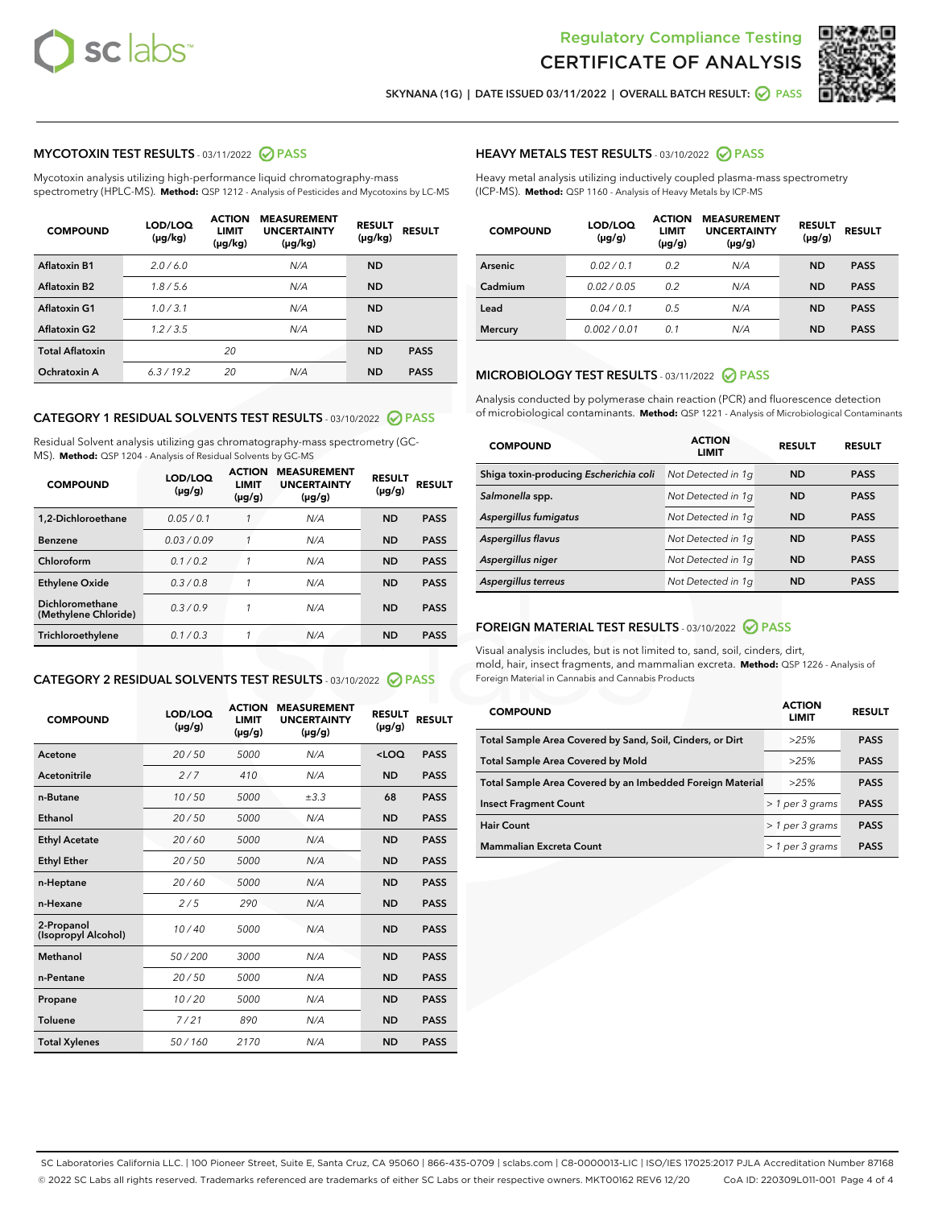Regulatory Compliance Testing

# CERTIFICATE OF ANALYSIS

SKYNANA (1G) | DATE ISSUED 03/11/2022 | OVERALL BATCH RESULT: PASS

## MYCOTOXIN TEST RESULTS - 03/11/2022 PASS

Mycotoxin analysis utilizing high-performance liquid chromatography-mass spectrometry (HPLC-MS). **Method:** QSP 1212 - Analysis of Pesticides and Mycotoxins by LC-MS

| COMPOUND | LOD/LOQ (µg/kg) | ACTION LIMIT (µg/kg) | MEASUREMENT UNCERTAINTY (µg/kg) | RESULT (µg/kg) | RESULT |
|---|---|---|---|---|---|
| Aflatoxin B1 | 2.0 / 6.0 | | N/A | ND | |
| Aflatoxin B2 | 1.8 / 5.6 | | N/A | ND | |
| Aflatoxin G1 | 1.0 / 3.1 | | N/A | ND | |
| Aflatoxin G2 | 1.2 / 3.5 | | N/A | ND | |
| Total Aflatoxin | | 20 | | ND | PASS |
| Ochratoxin A | 6.3 / 19.2 | 20 | N/A | ND | PASS |

## CATEGORY 1 RESIDUAL SOLVENTS TEST RESULTS - 03/10/2022 PASS

Residual Solvent analysis utilizing gas chromatography-mass spectrometry (GC-MS). **Method:** QSP 1204 - Analysis of Residual Solvents by GC-MS

| COMPOUND | LOD/LOQ (µg/g) | ACTION LIMIT (µg/g) | MEASUREMENT UNCERTAINTY (µg/g) | RESULT (µg/g) | RESULT |
|---|---|---|---|---|---|
| 1,2-Dichloroethane | 0.05 / 0.1 | 1 | N/A | ND | PASS |
| Benzene | 0.03 / 0.09 | 1 | N/A | ND | PASS |
| Chloroform | 0.1 / 0.2 | 1 | N/A | ND | PASS |
| Ethylene Oxide | 0.3 / 0.8 | 1 | N/A | ND | PASS |
| Dichloromethane (Methylene Chloride) | 0.3 / 0.9 | 1 | N/A | ND | PASS |
| Trichloroethylene | 0.1 / 0.3 | 1 | N/A | ND | PASS |

## CATEGORY 2 RESIDUAL SOLVENTS TEST RESULTS - 03/10/2022 PASS

| COMPOUND | LOD/LOQ (µg/g) | ACTION LIMIT (µg/g) | MEASUREMENT UNCERTAINTY (µg/g) | RESULT (µg/g) | RESULT |
|---|---|---|---|---|---|
| Acetone | 20 / 50 | 5000 | N/A | <LOQ | PASS |
| Acetonitrile | 2 / 7 | 410 | N/A | ND | PASS |
| n-Butane | 10 / 50 | 5000 | ±3.3 | 68 | PASS |
| Ethanol | 20 / 50 | 5000 | N/A | ND | PASS |
| Ethyl Acetate | 20 / 60 | 5000 | N/A | ND | PASS |
| Ethyl Ether | 20 / 50 | 5000 | N/A | ND | PASS |
| n-Heptane | 20 / 60 | 5000 | N/A | ND | PASS |
| n-Hexane | 2 / 5 | 290 | N/A | ND | PASS |
| 2-Propanol (Isopropyl Alcohol) | 10 / 40 | 5000 | N/A | ND | PASS |
| Methanol | 50 / 200 | 3000 | N/A | ND | PASS |
| n-Pentane | 20 / 50 | 5000 | N/A | ND | PASS |
| Propane | 10 / 20 | 5000 | N/A | ND | PASS |
| Toluene | 7 / 21 | 890 | N/A | ND | PASS |
| Total Xylenes | 50 / 160 | 2170 | N/A | ND | PASS |

## HEAVY METALS TEST RESULTS - 03/10/2022 PASS

Heavy metal analysis utilizing inductively coupled plasma-mass spectrometry (ICP-MS). **Method:** QSP 1160 - Analysis of Heavy Metals by ICP-MS

| COMPOUND | LOD/LOQ (µg/g) | ACTION LIMIT (µg/g) | MEASUREMENT UNCERTAINTY (µg/g) | RESULT (µg/g) | RESULT |
|---|---|---|---|---|---|
| Arsenic | 0.02 / 0.1 | 0.2 | N/A | ND | PASS |
| Cadmium | 0.02 / 0.05 | 0.2 | N/A | ND | PASS |
| Lead | 0.04 / 0.1 | 0.5 | N/A | ND | PASS |
| Mercury | 0.002 / 0.01 | 0.1 | N/A | ND | PASS |

## MICROBIOLOGY TEST RESULTS - 03/11/2022 PASS

Analysis conducted by polymerase chain reaction (PCR) and fluorescence detection of microbiological contaminants. **Method:** QSP 1221 - Analysis of Microbiological Contaminants

| COMPOUND | ACTION LIMIT | RESULT | RESULT |
|---|---|---|---|
| Shiga toxin-producing *Escherichia coli* | Not Detected in 1g | ND | PASS |
| *Salmonella* spp. | Not Detected in 1g | ND | PASS |
| *Aspergillus fumigatus* | Not Detected in 1g | ND | PASS |
| *Aspergillus flavus* | Not Detected in 1g | ND | PASS |
| *Aspergillus niger* | Not Detected in 1g | ND | PASS |
| *Aspergillus terreus* | Not Detected in 1g | ND | PASS |

## FOREIGN MATERIAL TEST RESULTS - 03/10/2022 PASS

Visual analysis includes, but is not limited to, sand, soil, cinders, dirt, mold, hair, insect fragments, and mammalian excreta. **Method:** QSP 1226 - Analysis of Foreign Material in Cannabis and Cannabis Products

| COMPOUND | ACTION LIMIT | RESULT |
|---|---|---|
| Total Sample Area Covered by Sand, Soil, Cinders, or Dirt | >25% | PASS |
| Total Sample Area Covered by Mold | >25% | PASS |
| Total Sample Area Covered by an Imbedded Foreign Material | >25% | PASS |
| Insect Fragment Count | > 1 per 3 grams | PASS |
| Hair Count | > 1 per 3 grams | PASS |
| Mammalian Excreta Count | > 1 per 3 grams | PASS |

SC Laboratories California LLC. | 100 Pioneer Street, Suite E, Santa Cruz, CA 95060 | 866-435-0709 | sclabs.com | C8-0000013-LIC | ISO/IES 17025:2017 PJLA Accreditation Number 87168
© 2022 SC Labs all rights reserved. Trademarks referenced are trademarks of either SC Labs or their respective owners. MKT00162 REV6 12/20 CoA ID: 220309L011-001